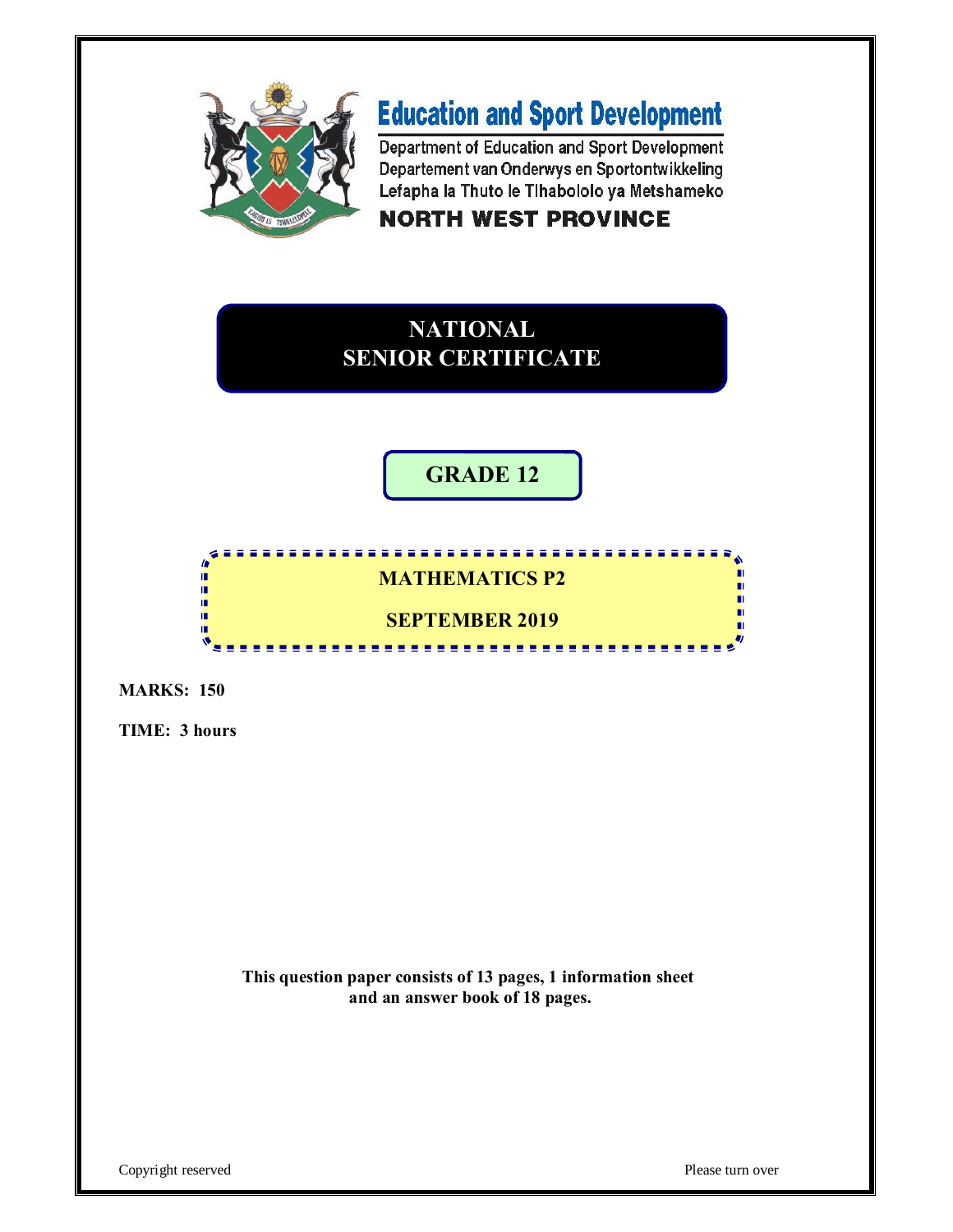# Education and Sport Development

Department of Education and Sport Development
Departement van Onderwys en Sportontwikkeling
Lefapha la Thuto le Tlhabololo ya Metshameko

**NORTH WEST PROVINCE**

# NATIONAL SENIOR CERTIFICATE

## GRADE 12

## MATHEMATICS P2

## SEPTEMBER 2019

**MARKS: 150**

**TIME: 3 hours**

**This question paper consists of 13 pages, 1 information sheet and an answer book of 18 pages.**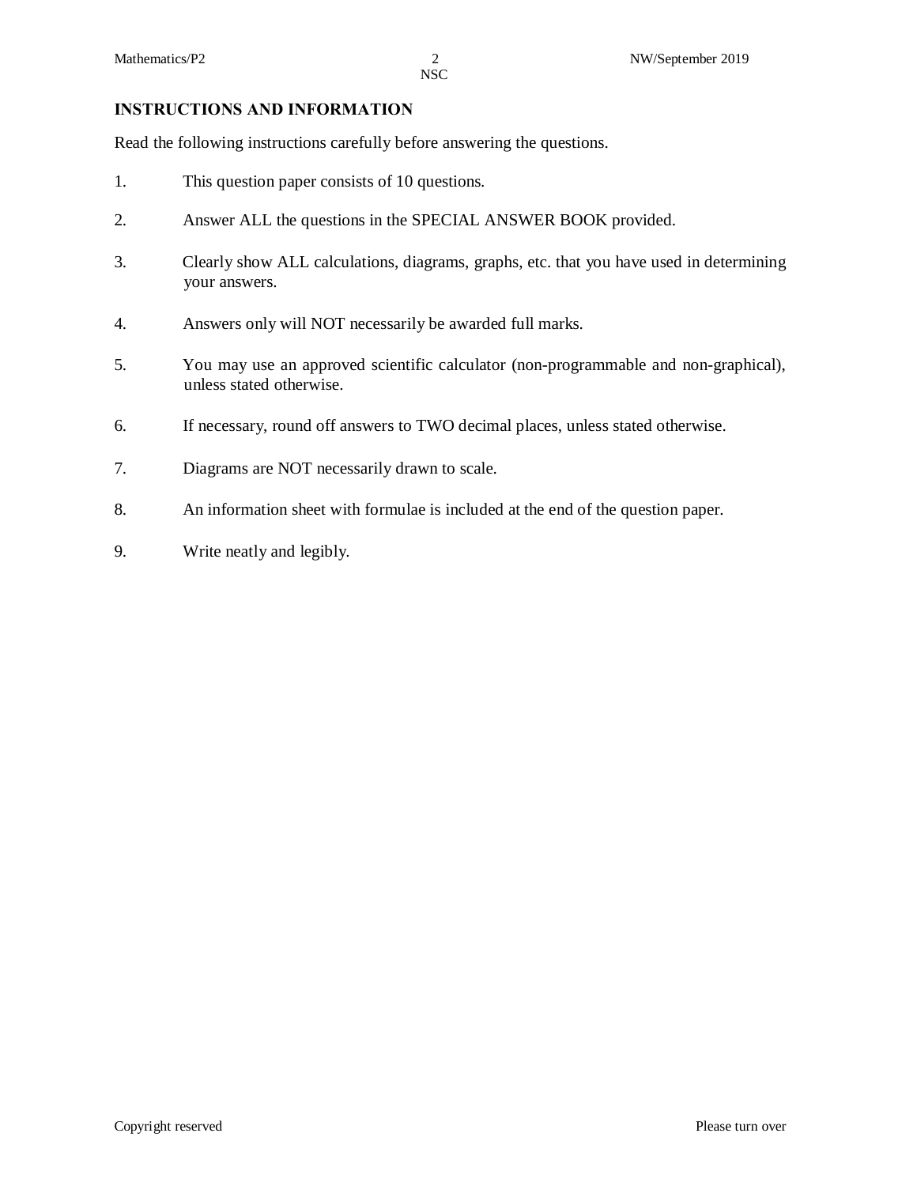## INSTRUCTIONS AND INFORMATION

Read the following instructions carefully before answering the questions.

1. This question paper consists of 10 questions.

2. Answer ALL the questions in the SPECIAL ANSWER BOOK provided.

3. Clearly show ALL calculations, diagrams, graphs, etc. that you have used in determining your answers.

4. Answers only will NOT necessarily be awarded full marks.

5. You may use an approved scientific calculator (non-programmable and non-graphical), unless stated otherwise.

6. If necessary, round off answers to TWO decimal places, unless stated otherwise.

7. Diagrams are NOT necessarily drawn to scale.

8. An information sheet with formulae is included at the end of the question paper.

9. Write neatly and legibly.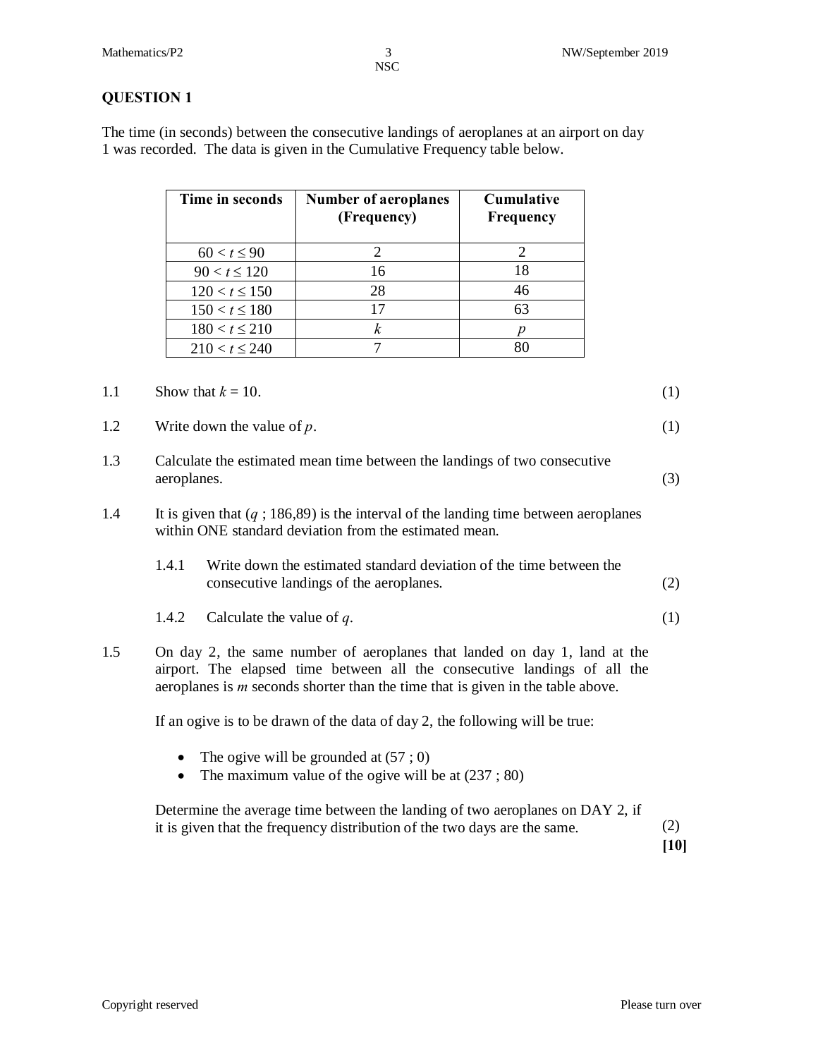## QUESTION 1

The time (in seconds) between the consecutive landings of aeroplanes at an airport on day 1 was recorded. The data is given in the Cumulative Frequency table below.

| Time in seconds | Number of aeroplanes (Frequency) | Cumulative Frequency |
|---|---|---|
| $60 < t \leq 90$ | 2 | 2 |
| $90 < t \leq 120$ | 16 | 18 |
| $120 < t \leq 150$ | 28 | 46 |
| $150 < t \leq 180$ | 17 | 63 |
| $180 < t \leq 210$ | $k$ | $p$ |
| $210 < t \leq 240$ | 7 | 80 |

1.1 Show that $k = 10$. (1)

1.2 Write down the value of $p$. (1)

1.3 Calculate the estimated mean time between the landings of two consecutive aeroplanes. (3)

1.4 It is given that ($q$ ; 186,89) is the interval of the landing time between aeroplanes within ONE standard deviation from the estimated mean.

1.4.1 Write down the estimated standard deviation of the time between the consecutive landings of the aeroplanes. (2)

1.4.2 Calculate the value of $q$. (1)

1.5 On day 2, the same number of aeroplanes that landed on day 1, land at the airport. The elapsed time between all the consecutive landings of all the aeroplanes is $m$ seconds shorter than the time that is given in the table above.

If an ogive is to be drawn of the data of day 2, the following will be true:

- The ogive will be grounded at (57 ; 0)
- The maximum value of the ogive will be at (237 ; 80)

Determine the average time between the landing of two aeroplanes on DAY 2, if it is given that the frequency distribution of the two days are the same. (2)

**[10]**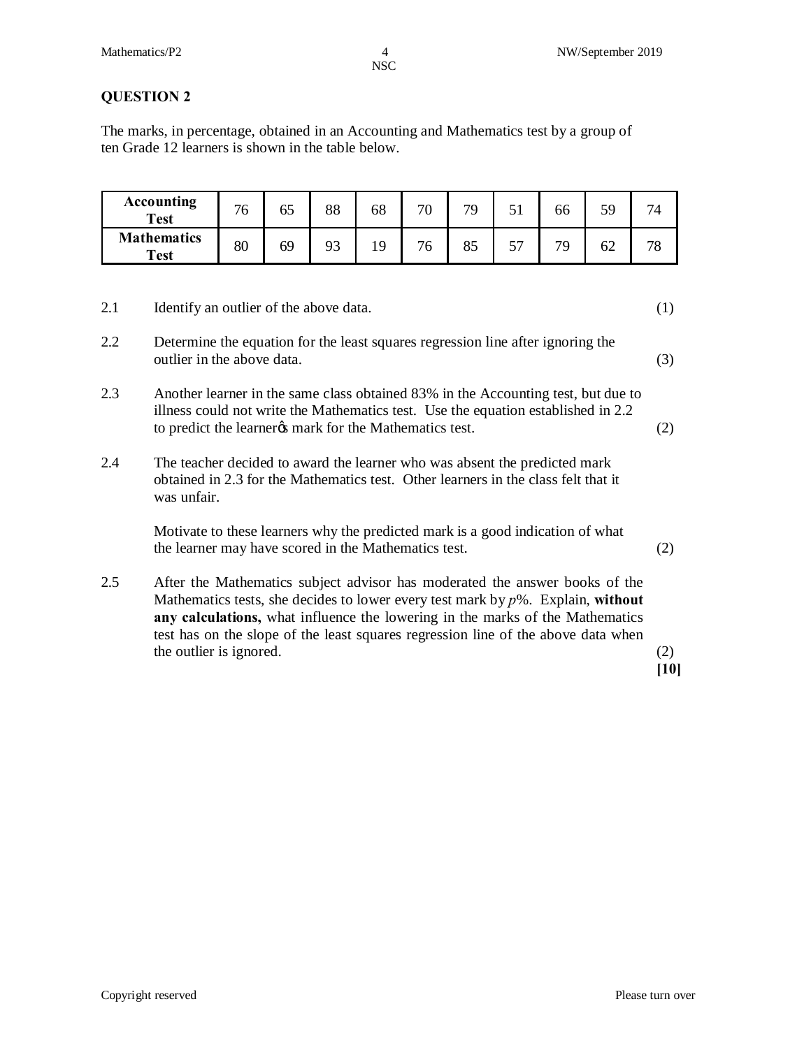## QUESTION 2

The marks, in percentage, obtained in an Accounting and Mathematics test by a group of ten Grade 12 learners is shown in the table below.

| **Accounting Test** | 76 | 65 | 88 | 68 | 70 | 79 | 51 | 66 | 59 | 74 |
|---|---|---|---|---|---|---|---|---|---|---|
| **Mathematics Test** | 80 | 69 | 93 | 19 | 76 | 85 | 57 | 79 | 62 | 78 |

2.1 Identify an outlier of the above data. (1)

2.2 Determine the equation for the least squares regression line after ignoring the outlier in the above data. (3)

2.3 Another learner in the same class obtained 83% in the Accounting test, but due to illness could not write the Mathematics test. Use the equation established in 2.2 to predict the learner's mark for the Mathematics test. (2)

2.4 The teacher decided to award the learner who was absent the predicted mark obtained in 2.3 for the Mathematics test. Other learners in the class felt that it was unfair.

Motivate to these learners why the predicted mark is a good indication of what the learner may have scored in the Mathematics test. (2)

2.5 After the Mathematics subject advisor has moderated the answer books of the Mathematics tests, she decides to lower every test mark by $p$%. Explain, **without any calculations,** what influence the lowering in the marks of the Mathematics test has on the slope of the least squares regression line of the above data when the outlier is ignored. (2)

**[10]**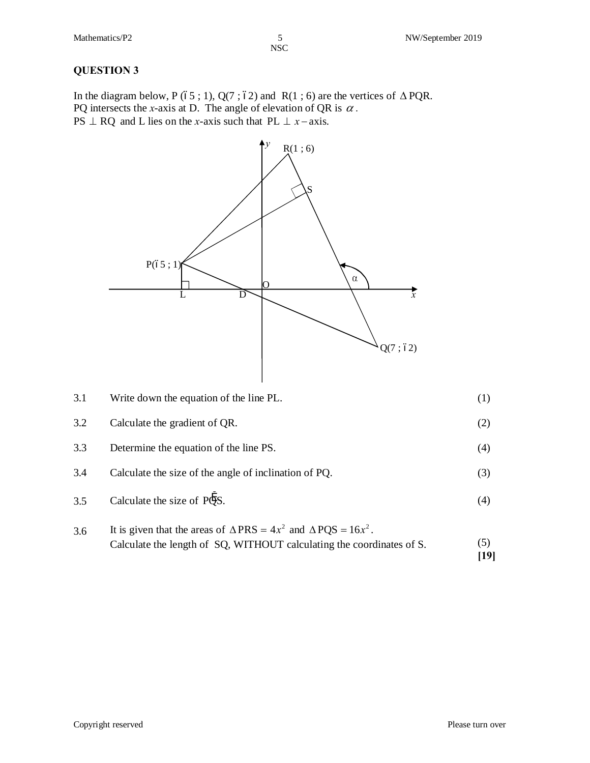## QUESTION 3

In the diagram below, P(−5 ; 1), Q(7 ; −2) and R(1 ; 6) are the vertices of $\Delta$PQR. PQ intersects the $x$-axis at D. The angle of elevation of QR is $\alpha$. PS $\perp$ RQ and L lies on the $x$-axis such that PL $\perp$ $x$ – axis.

| | | |
|---|---|---|
| 3.1 | Write down the equation of the line PL. | (1) |
| 3.2 | Calculate the gradient of QR. | (2) |
| 3.3 | Determine the equation of the line PS. | (4) |
| 3.4 | Calculate the size of the angle of inclination of PQ. | (3) |
| 3.5 | Calculate the size of $P\hat{Q}S$. | (4) |
| 3.6 | It is given that the areas of $\Delta PRS = 4x^2$ and $\Delta PQS = 16x^2$. Calculate the length of SQ, WITHOUT calculating the coordinates of S. | (5) |
| | | **[19]** |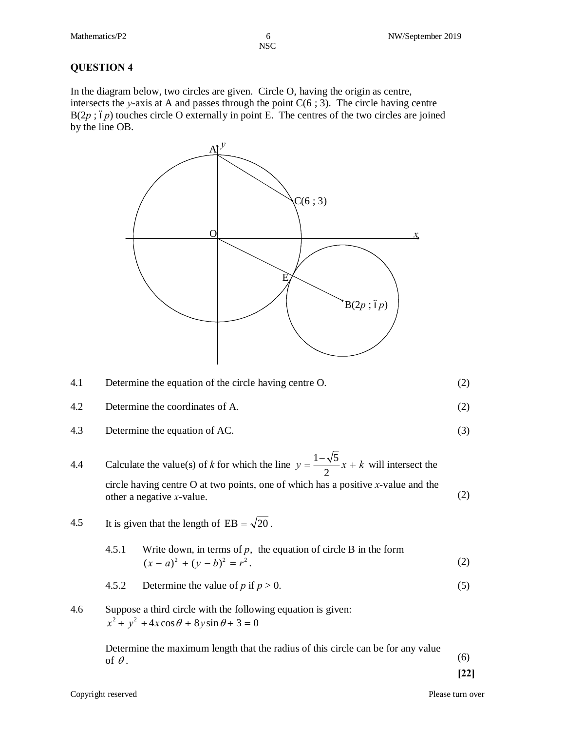## QUESTION 4

In the diagram below, two circles are given. Circle O, having the origin as centre, intersects the $y$-axis at A and passes through the point C(6 ; 3). The circle having centre B($2p$ ; $-p$) touches circle O externally in point E. The centres of the two circles are joined by the line OB.

| | | |
|---|---|---|
| 4.1 | Determine the equation of the circle having centre O. | (2) |
| 4.2 | Determine the coordinates of A. | (2) |
| 4.3 | Determine the equation of AC. | (3) |
| 4.4 | Calculate the value(s) of $k$ for which the line $y = \frac{1-\sqrt{5}}{2}x + k$ will intersect the circle having centre O at two points, one of which has a positive $x$-value and the other a negative $x$-value. | (2) |
| 4.5 | It is given that the length of $\text{EB} = \sqrt{20}$. | |
| 4.5.1 | Write down, in terms of $p$, the equation of circle B in the form $(x-a)^2 + (y-b)^2 = r^2$. | (2) |
| 4.5.2 | Determine the value of $p$ if $p > 0$. | (5) |
| 4.6 | Suppose a third circle with the following equation is given: $x^2 + y^2 + 4x\cos\theta + 8y\sin\theta + 3 = 0$ <br><br> Determine the maximum length that the radius of this circle can be for any value of $\theta$. | (6) |

**[22]**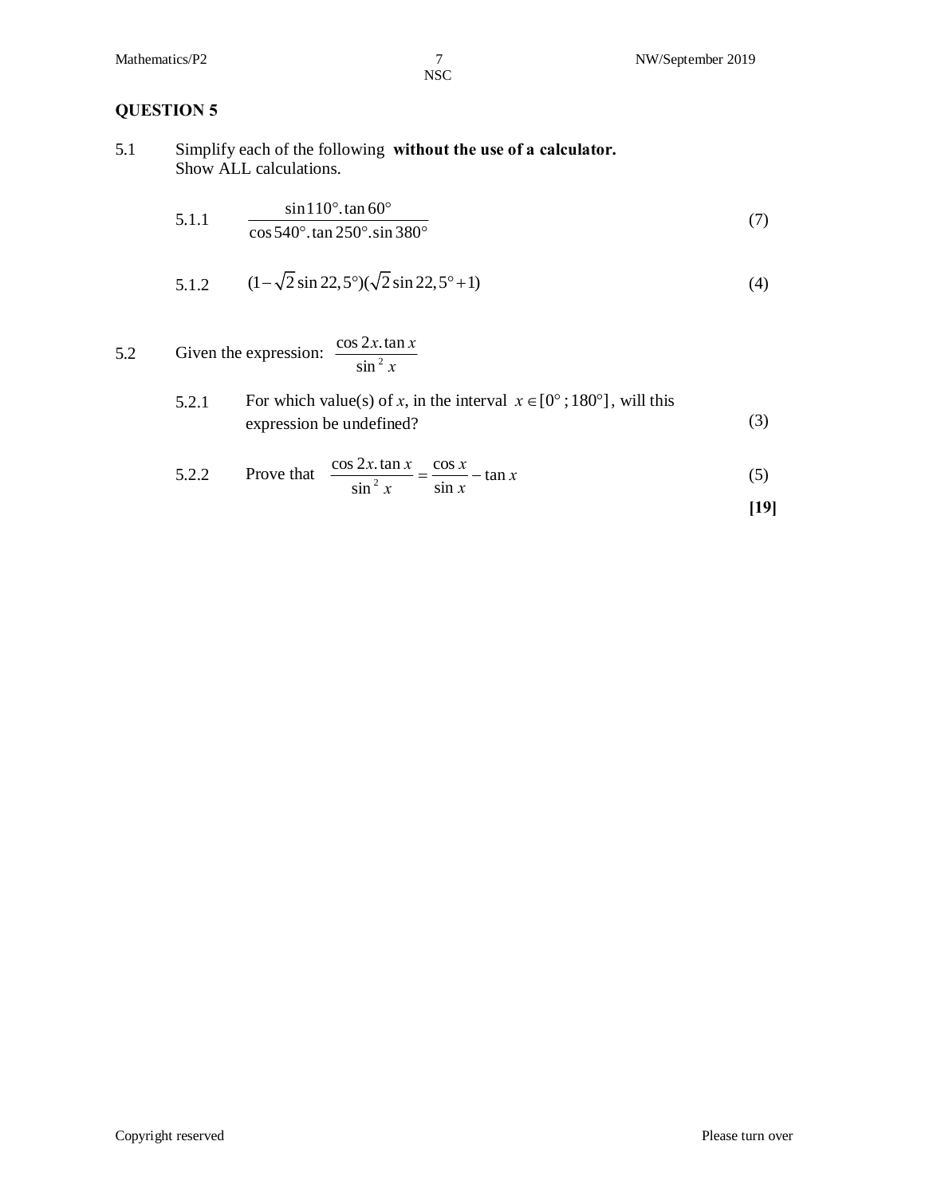## QUESTION 5

5.1 Simplify each of the following **without the use of a calculator.** Show ALL calculations.

5.1.1 $$\frac{\sin 110°.\tan 60°}{\cos 540°.\tan 250°.\sin 380°}$$ (7)

5.1.2 $(1-\sqrt{2}\sin 22,5°)(\sqrt{2}\sin 22,5°+1)$ (4)

5.2 Given the expression: $\dfrac{\cos 2x.\tan x}{\sin^2 x}$

5.2.1 For which value(s) of $x$, in the interval $x \in [0° ; 180°]$, will this expression be undefined? (3)

5.2.2 Prove that $\dfrac{\cos 2x.\tan x}{\sin^2 x} = \dfrac{\cos x}{\sin x} - \tan x$ (5)

**[19]**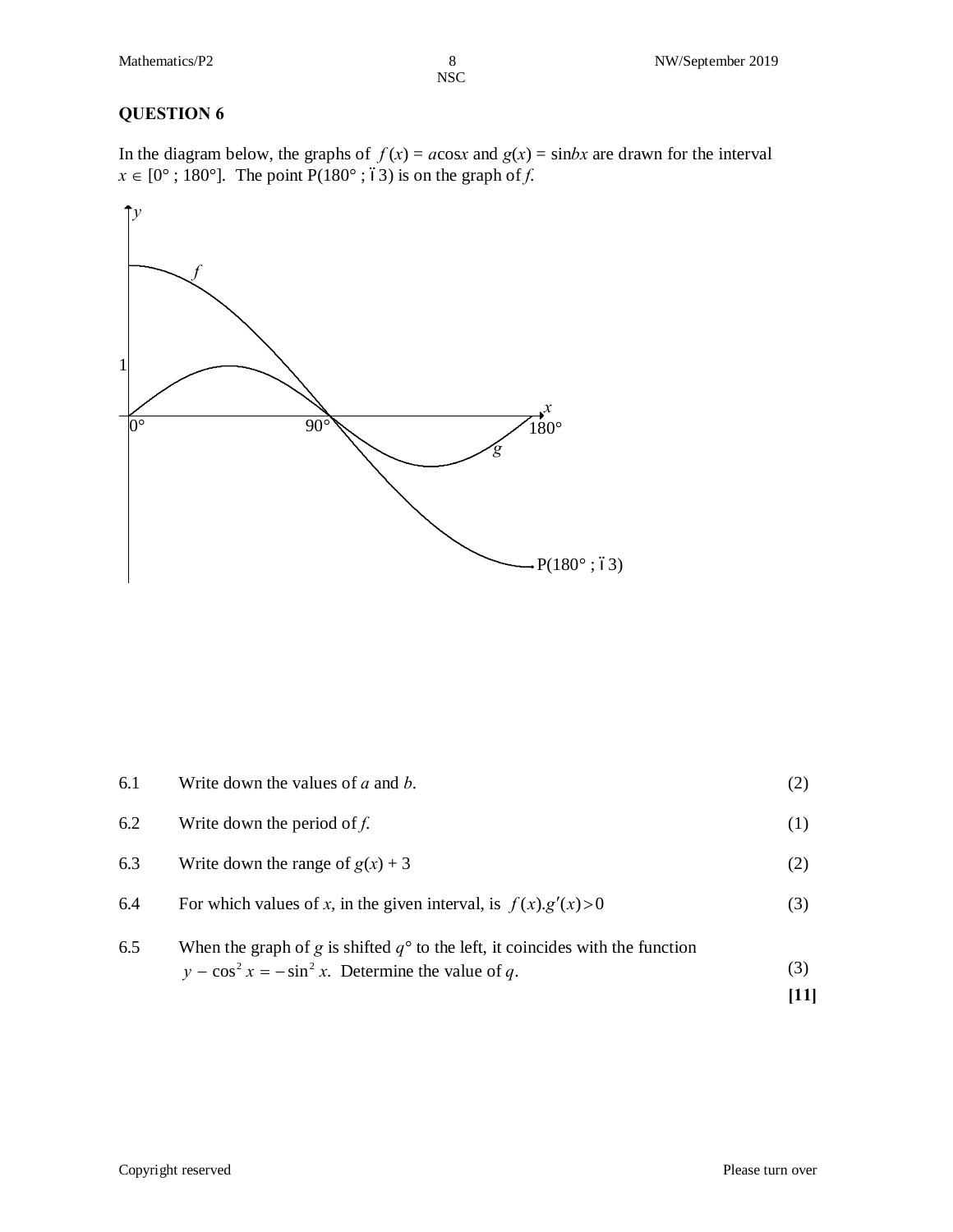## QUESTION 6

In the diagram below, the graphs of $f(x) = a\cos x$ and $g(x) = \sin bx$ are drawn for the interval $x \in [0° ; 180°]$. The point P(180° ; –3) is on the graph of $f$.

| | | |
|---|---|---|
| 6.1 | Write down the values of $a$ and $b$. | (2) |
| 6.2 | Write down the period of $f$. | (1) |
| 6.3 | Write down the range of $g(x) + 3$ | (2) |
| 6.4 | For which values of $x$, in the given interval, is $f(x).g'(x) > 0$ | (3) |
| 6.5 | When the graph of $g$ is shifted $q°$ to the left, it coincides with the function $y - \cos^2 x = -\sin^2 x$. Determine the value of $q$. | (3) |
| | | **[11]** |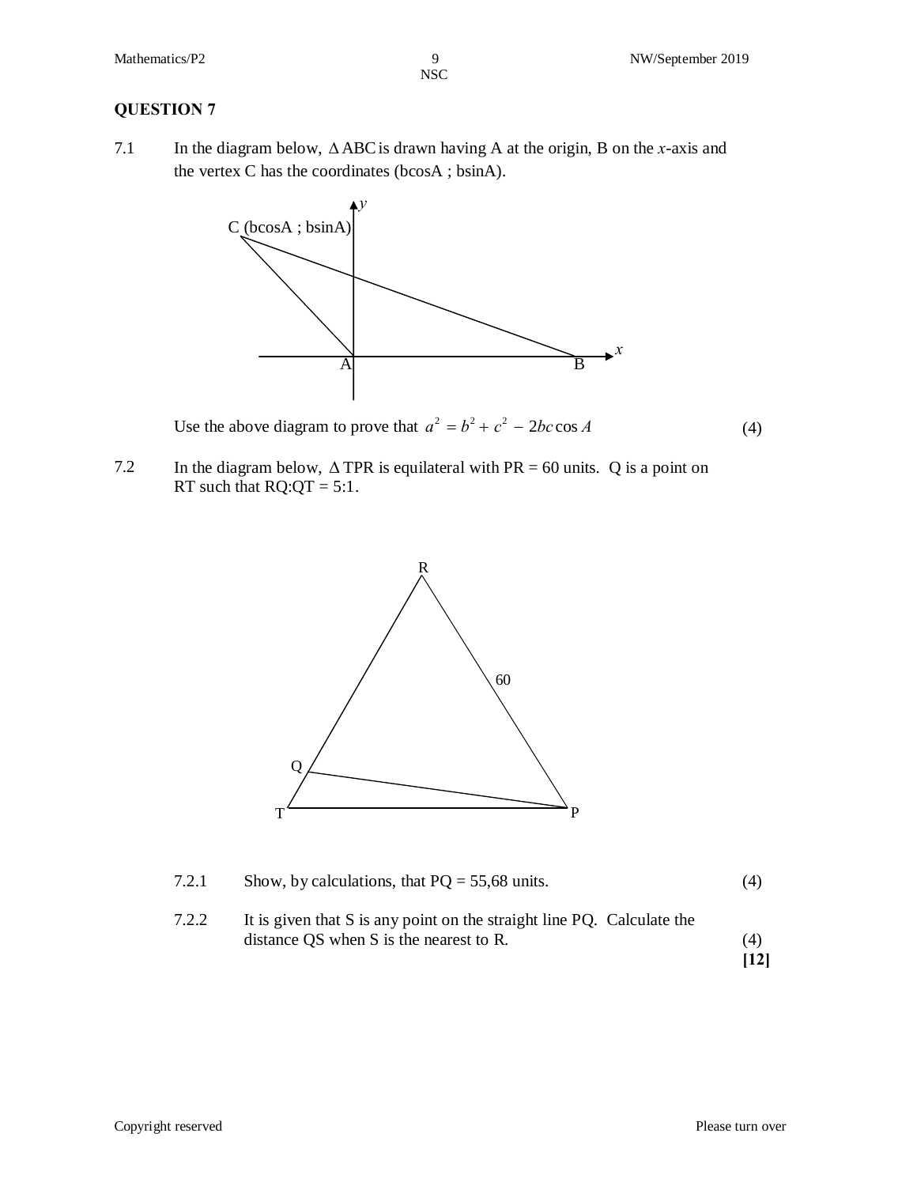## QUESTION 7

7.1 In the diagram below, $\Delta$ABC is drawn having A at the origin, B on the *x*-axis and the vertex C has the coordinates (bcosA ; bsinA).

Use the above diagram to prove that $a^2 = b^2 + c^2 - 2bc\cos A$ (4)

7.2 In the diagram below, $\Delta$TPR is equilateral with PR = 60 units. Q is a point on RT such that RQ:QT = 5:1.

7.2.1 Show, by calculations, that PQ = 55,68 units. (4)

7.2.2 It is given that S is any point on the straight line PQ. Calculate the distance QS when S is the nearest to R. (4)

**[12]**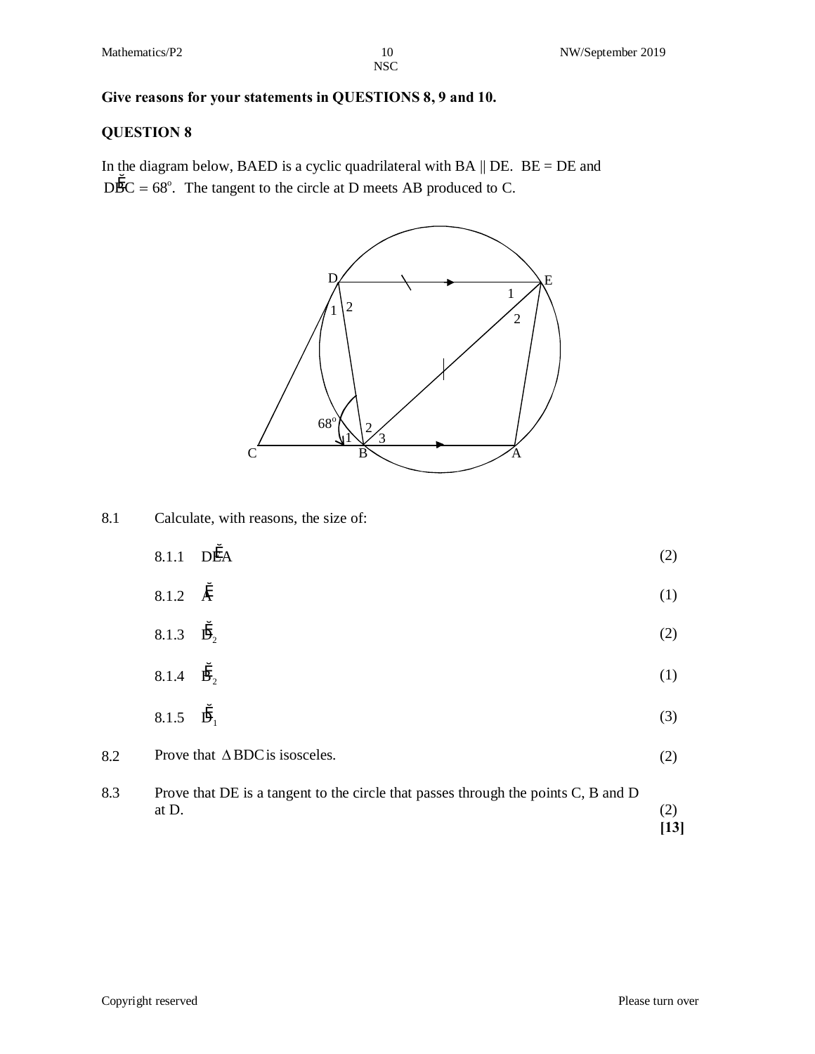**Give reasons for your statements in QUESTIONS 8, 9 and 10.**

## QUESTION 8

In the diagram below, BAED is a cyclic quadrilateral with BA || DE. BE = DE and $D\hat{B}C = 68^\circ$. The tangent to the circle at D meets AB produced to C.

8.1 Calculate, with reasons, the size of:

| | | |
|---|---|---|
| 8.1.1 | $D\hat{E}A$ | (2) |
| 8.1.2 | $\hat{A}$ | (1) |
| 8.1.3 | $\hat{D}_2$ | (2) |
| 8.1.4 | $\hat{B}_2$ | (1) |
| 8.1.5 | $\hat{D}_1$ | (3) |

8.2 Prove that $\Delta BDC$ is isosceles. (2)

8.3 Prove that DE is a tangent to the circle that passes through the points C, B and D at D. (2)

**[13]**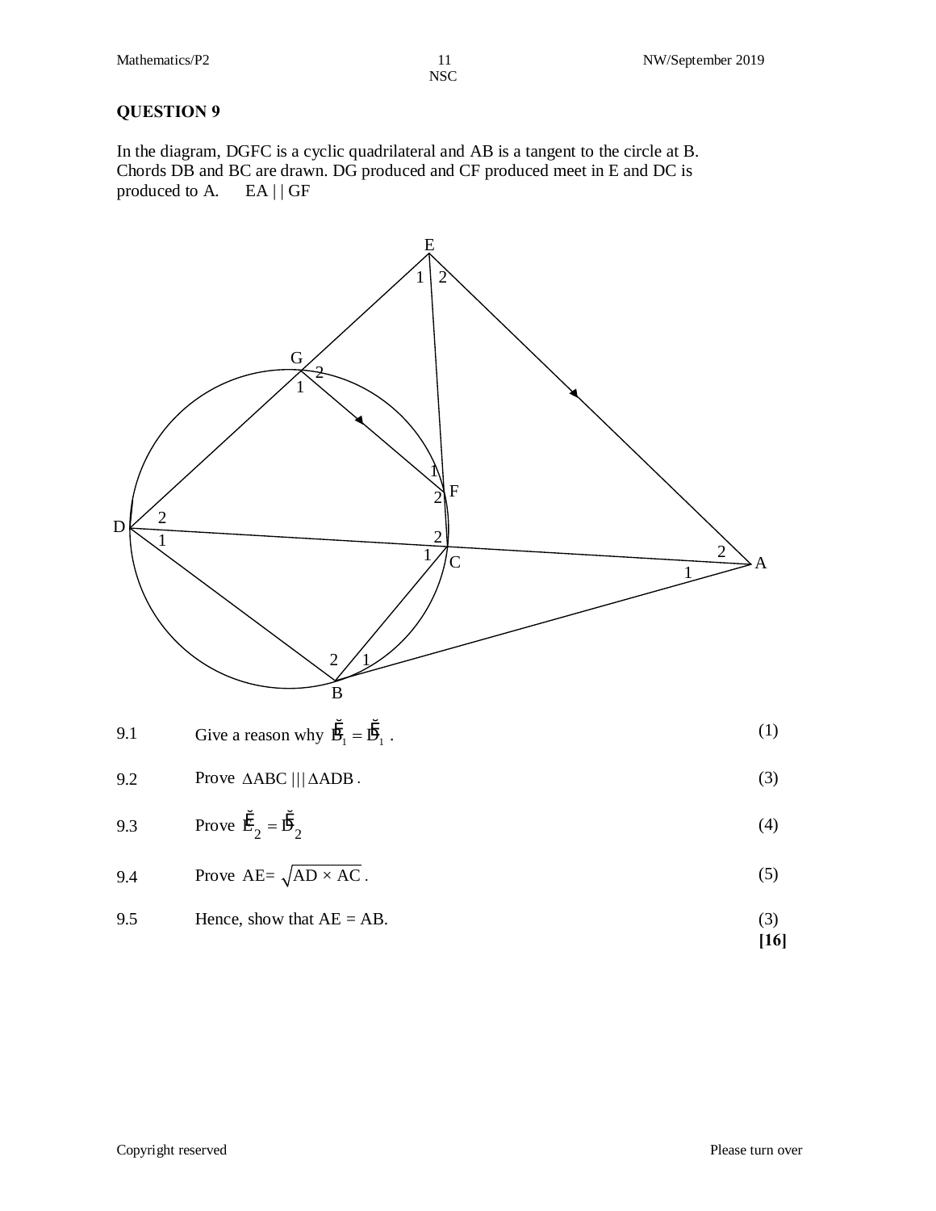## QUESTION 9

In the diagram, DGFC is a cyclic quadrilateral and AB is a tangent to the circle at B. Chords DB and BC are drawn. DG produced and CF produced meet in E and DC is produced to A. EA | | GF

| | | |
|---|---|---|
| 9.1 | Give a reason why $\hat{F}_1 = \hat{D}_1$ . | (1) |
| 9.2 | Prove $\Delta ABC \mathbin{\vert\vert\vert} \Delta ADB$ . | (3) |
| 9.3 | Prove $\hat{E}_2 = \hat{D}_2$ | (4) |
| 9.4 | Prove $AE = \sqrt{AD \times AC}$ . | (5) |
| 9.5 | Hence, show that AE = AB. | (3) |
| | | **[16]** |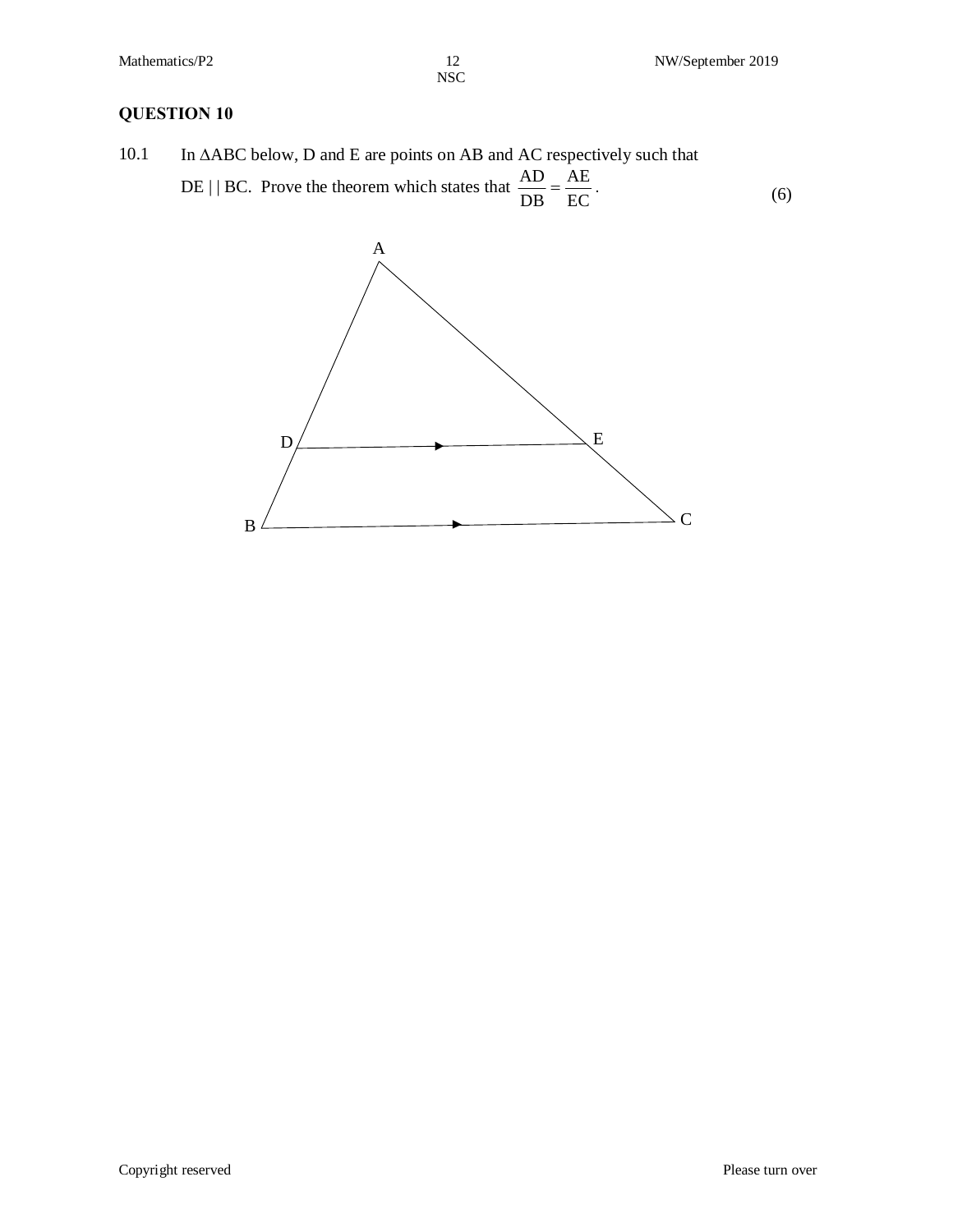## QUESTION 10

10.1 In $\Delta$ABC below, D and E are points on AB and AC respectively such that DE | | BC. Prove the theorem which states that $\frac{AD}{DB} = \frac{AE}{EC}$. (6)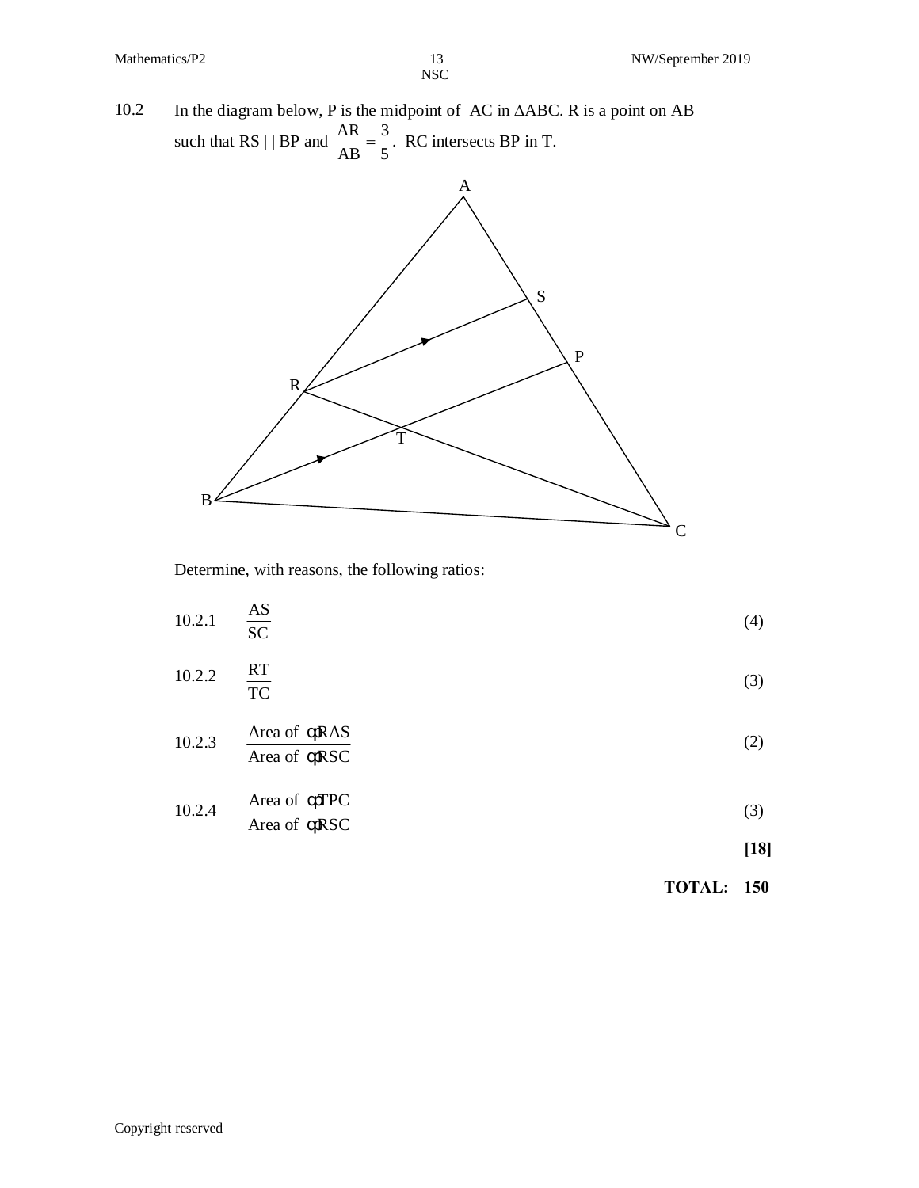10.2 In the diagram below, P is the midpoint of AC in $\Delta$ABC. R is a point on AB such that RS | | BP and $\frac{AR}{AB} = \frac{3}{5}$. RC intersects BP in T.

Determine, with reasons, the following ratios:

10.2.1 $\frac{AS}{SC}$ (4)

10.2.2 $\frac{RT}{TC}$ (3)

10.2.3 $\frac{\text{Area of } \Delta RAS}{\text{Area of } \Delta RSC}$ (2)

10.2.4 $\frac{\text{Area of } \Delta TPC}{\text{Area of } \Delta RSC}$ (3)

**[18]**

**TOTAL: 150**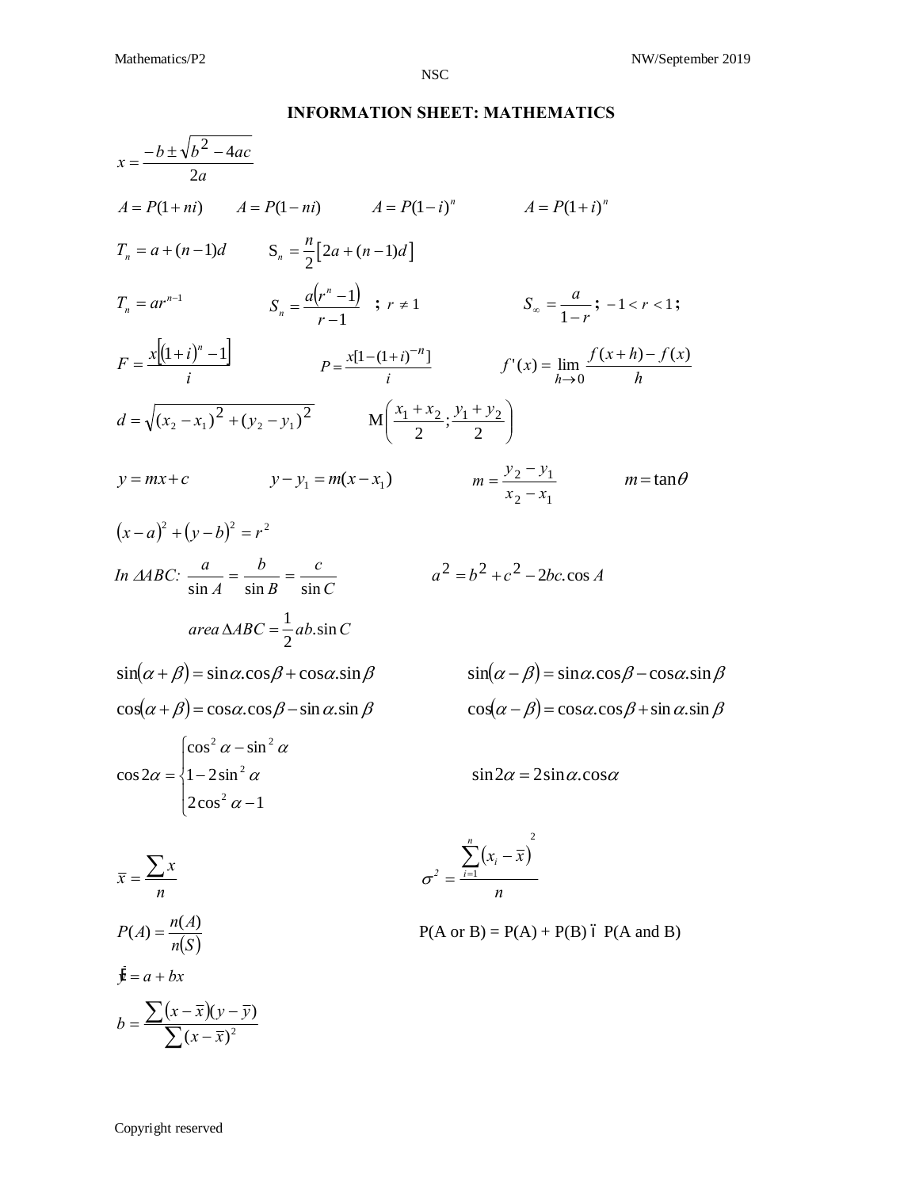# INFORMATION SHEET: MATHEMATICS

$$x = \frac{-b \pm \sqrt{b^2 - 4ac}}{2a}$$

$A = P(1+ni)$ $\quad$ $A = P(1-ni)$ $\quad$ $A = P(1-i)^n$ $\quad$ $A = P(1+i)^n$

$T_n = a + (n-1)d$ $\quad$ $S_n = \frac{n}{2}\left[2a + (n-1)d\right]$

$T_n = ar^{n-1}$ $\quad$ $S_n = \frac{a\left(r^n - 1\right)}{r-1}$ ; $r \neq 1$ $\quad$ $S_\infty = \frac{a}{1-r}$ ; $-1 < r < 1$ ;

$F = \frac{x\left[(1+i)^n - 1\right]}{i}$ $\quad$ $P = \frac{x[1-(1+i)^{-n}]}{i}$ $\quad$ $f'(x) = \lim_{h \to 0} \frac{f(x+h) - f(x)}{h}$

$d = \sqrt{(x_2 - x_1)^2 + (y_2 - y_1)^2}$ $\quad$ $M\left(\frac{x_1 + x_2}{2}; \frac{y_1 + y_2}{2}\right)$

$y = mx + c$ $\quad$ $y - y_1 = m(x - x_1)$ $\quad$ $m = \frac{y_2 - y_1}{x_2 - x_1}$ $\quad$ $m = \tan\theta$

$(x-a)^2 + (y-b)^2 = r^2$

*In* $\Delta ABC$: $\frac{a}{\sin A} = \frac{b}{\sin B} = \frac{c}{\sin C}$ $\quad$ $a^2 = b^2 + c^2 - 2bc.\cos A$

$area\,\Delta ABC = \frac{1}{2}ab.\sin C$

$\sin(\alpha + \beta) = \sin\alpha.\cos\beta + \cos\alpha.\sin\beta$ $\quad$ $\sin(\alpha - \beta) = \sin\alpha.\cos\beta - \cos\alpha.\sin\beta$

$\cos(\alpha + \beta) = \cos\alpha.\cos\beta - \sin\alpha.\sin\beta$ $\quad$ $\cos(\alpha - \beta) = \cos\alpha.\cos\beta + \sin\alpha.\sin\beta$

$$\cos 2\alpha = \begin{cases} \cos^2\alpha - \sin^2\alpha \\ 1 - 2\sin^2\alpha \\ 2\cos^2\alpha - 1 \end{cases}$$

$\sin 2\alpha = 2\sin\alpha.\cos\alpha$

$\bar{x} = \frac{\sum x}{n}$ $\quad$ $\sigma^2 = \frac{\sum_{i=1}^{n}\left(x_i - \bar{x}\right)^2}{n}$

$P(A) = \frac{n(A)}{n(S)}$ $\quad$ P(A or B) = P(A) + P(B) – P(A and B)

$\hat{y} = a + bx$

$$b = \frac{\sum(x - \bar{x})(y - \bar{y})}{\sum(x - \bar{x})^2}$$